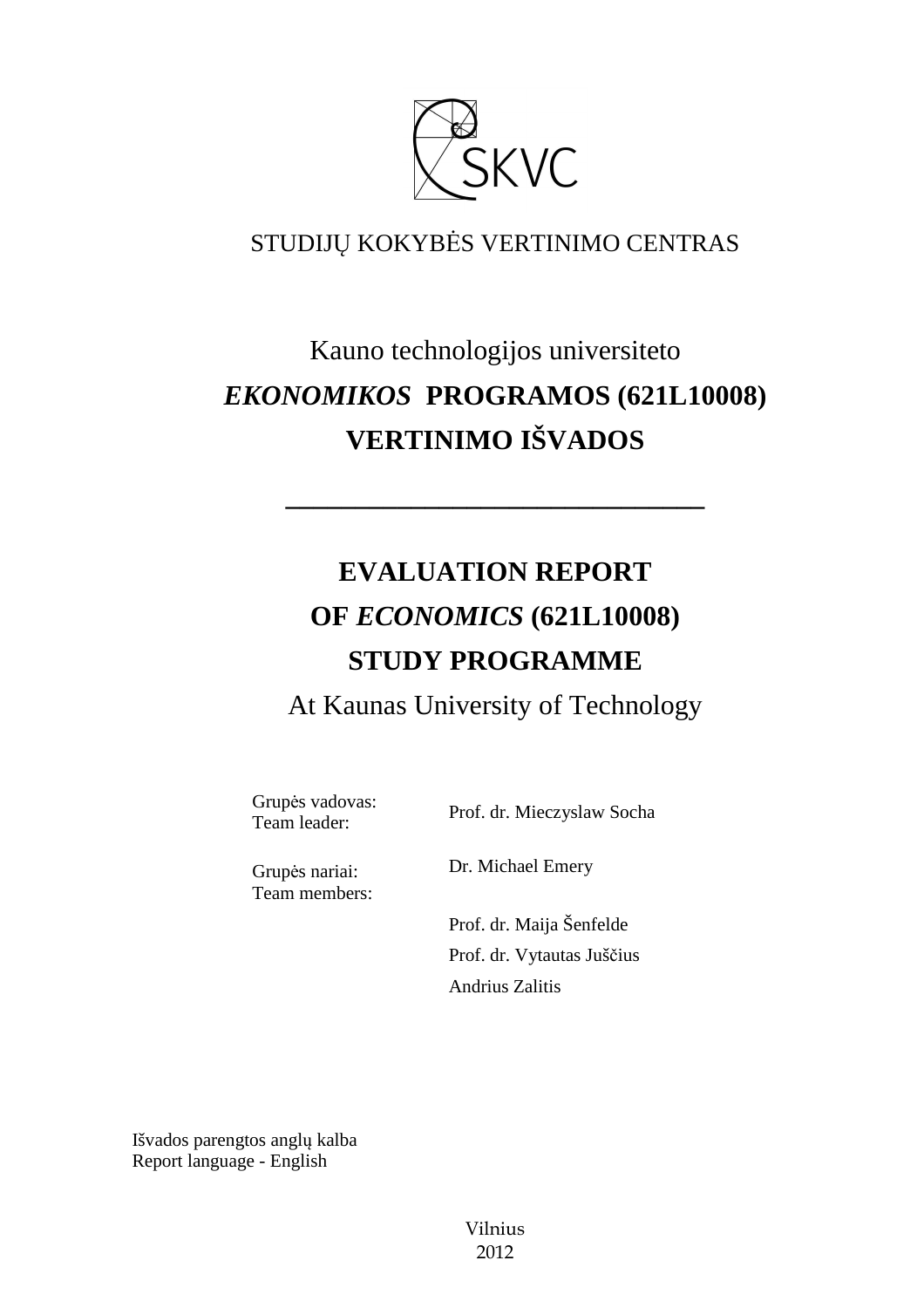SKVC

STUDIJŲ KOKYBĖS VERTINIMO CENTRAS

# Kauno technologijos universiteto
# ***EKONOMIKOS*** **PROGRAMOS (621L10008)**
# **VERTINIMO IŠVADOS**

---

# **EVALUATION REPORT**
# **OF *ECONOMICS* (621L10008)**
# **STUDY PROGRAMME**

At Kaunas University of Technology

| | |
|---|---|
| Grupės vadovas:<br>Team leader: | Prof. dr. Mieczyslaw Socha |
| Grupės nariai:<br>Team members: | Dr. Michael Emery |
| | Prof. dr. Maija Šenfelde |
| | Prof. dr. Vytautas Juščius |
| | Andrius Zalitis |

Išvados parengtos anglų kalba
Report language - English

Vilnius
2012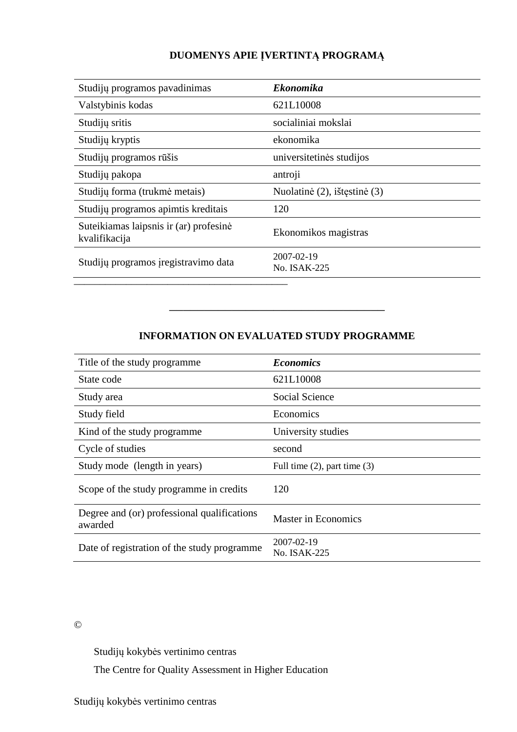## DUOMENYS APIE ĮVERTINTĄ PROGRAMĄ

| Studijų programos pavadinimas | ***Ekonomika*** |
|---|---|
| Valstybinis kodas | 621L10008 |
| Studijų sritis | socialiniai mokslai |
| Studijų kryptis | ekonomika |
| Studijų programos rūšis | universitetinės studijos |
| Studijų pakopa | antroji |
| Studijų forma (trukmė metais) | Nuolatinė (2), ištęstinė (3) |
| Studijų programos apimtis kreditais | 120 |
| Suteikiamas laipsnis ir (ar) profesinė kvalifikacija | Ekonomikos magistras |
| Studijų programos įregistravimo data | 2007-02-19 No. ISAK-225 |

---

## INFORMATION ON EVALUATED STUDY PROGRAMME

| Title of the study programme | ***Economics*** |
|---|---|
| State code | 621L10008 |
| Study area | Social Science |
| Study field | Economics |
| Kind of the study programme | University studies |
| Cycle of studies | second |
| Study mode (length in years) | Full time (2), part time (3) |
| Scope of the study programme in credits | 120 |
| Degree and (or) professional qualifications awarded | Master in Economics |
| Date of registration of the study programme | 2007-02-19 No. ISAK-225 |

©

Studijų kokybės vertinimo centras

The Centre for Quality Assessment in Higher Education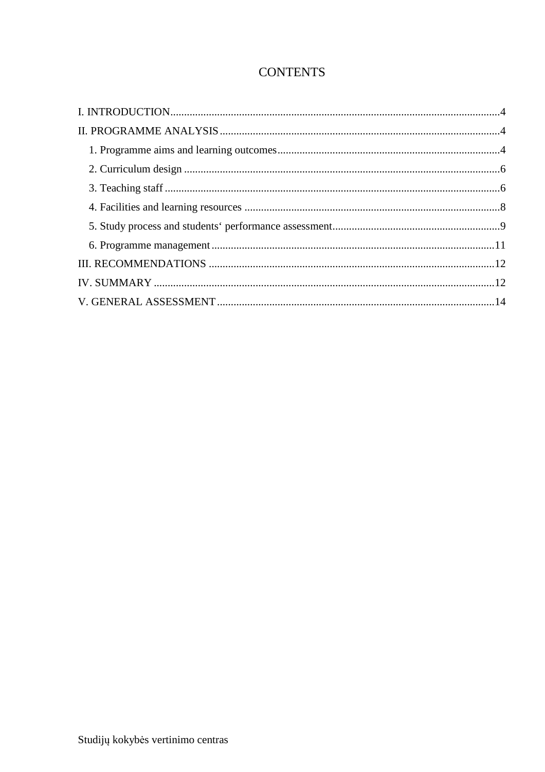# CONTENTS

I. INTRODUCTION.....4

II. PROGRAMME ANALYSIS.....4

1. Programme aims and learning outcomes.....4
2. Curriculum design.....6
3. Teaching staff.....6
4. Facilities and learning resources.....8
5. Study process and students‘ performance assessment.....9
6. Programme management.....11

III. RECOMMENDATIONS.....12

IV. SUMMARY.....12

V. GENERAL ASSESSMENT.....14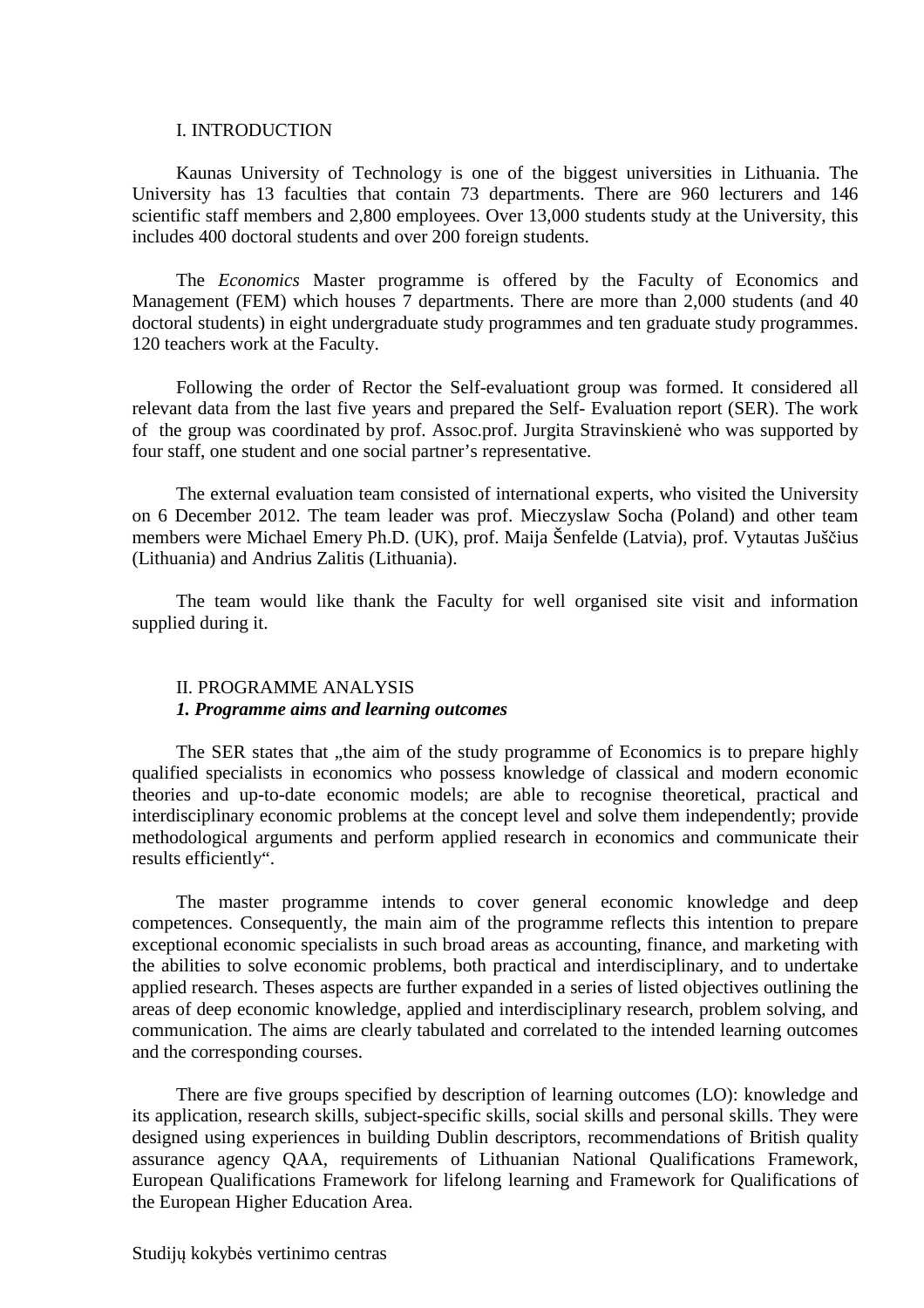# I. INTRODUCTION

Kaunas University of Technology is one of the biggest universities in Lithuania. The University has 13 faculties that contain 73 departments. There are 960 lecturers and 146 scientific staff members and 2,800 employees. Over 13,000 students study at the University, this includes 400 doctoral students and over 200 foreign students.

The *Economics* Master programme is offered by the Faculty of Economics and Management (FEM) which houses 7 departments. There are more than 2,000 students (and 40 doctoral students) in eight undergraduate study programmes and ten graduate study programmes. 120 teachers work at the Faculty.

Following the order of Rector the Self-evaluationt group was formed. It considered all relevant data from the last five years and prepared the Self- Evaluation report (SER). The work of the group was coordinated by prof. Assoc.prof. Jurgita Stravinskienė who was supported by four staff, one student and one social partner's representative.

The external evaluation team consisted of international experts, who visited the University on 6 December 2012. The team leader was prof. Mieczyslaw Socha (Poland) and other team members were Michael Emery Ph.D. (UK), prof. Maija Šenfelde (Latvia), prof. Vytautas Juščius (Lithuania) and Andrius Zalitis (Lithuania).

The team would like thank the Faculty for well organised site visit and information supplied during it.

# II. PROGRAMME ANALYSIS

## *1. Programme aims and learning outcomes*

The SER states that „the aim of the study programme of Economics is to prepare highly qualified specialists in economics who possess knowledge of classical and modern economic theories and up-to-date economic models; are able to recognise theoretical, practical and interdisciplinary economic problems at the concept level and solve them independently; provide methodological arguments and perform applied research in economics and communicate their results efficiently“.

The master programme intends to cover general economic knowledge and deep competences. Consequently, the main aim of the programme reflects this intention to prepare exceptional economic specialists in such broad areas as accounting, finance, and marketing with the abilities to solve economic problems, both practical and interdisciplinary, and to undertake applied research. Theses aspects are further expanded in a series of listed objectives outlining the areas of deep economic knowledge, applied and interdisciplinary research, problem solving, and communication. The aims are clearly tabulated and correlated to the intended learning outcomes and the corresponding courses.

There are five groups specified by description of learning outcomes (LO): knowledge and its application, research skills, subject-specific skills, social skills and personal skills. They were designed using experiences in building Dublin descriptors, recommendations of British quality assurance agency QAA, requirements of Lithuanian National Qualifications Framework, European Qualifications Framework for lifelong learning and Framework for Qualifications of the European Higher Education Area.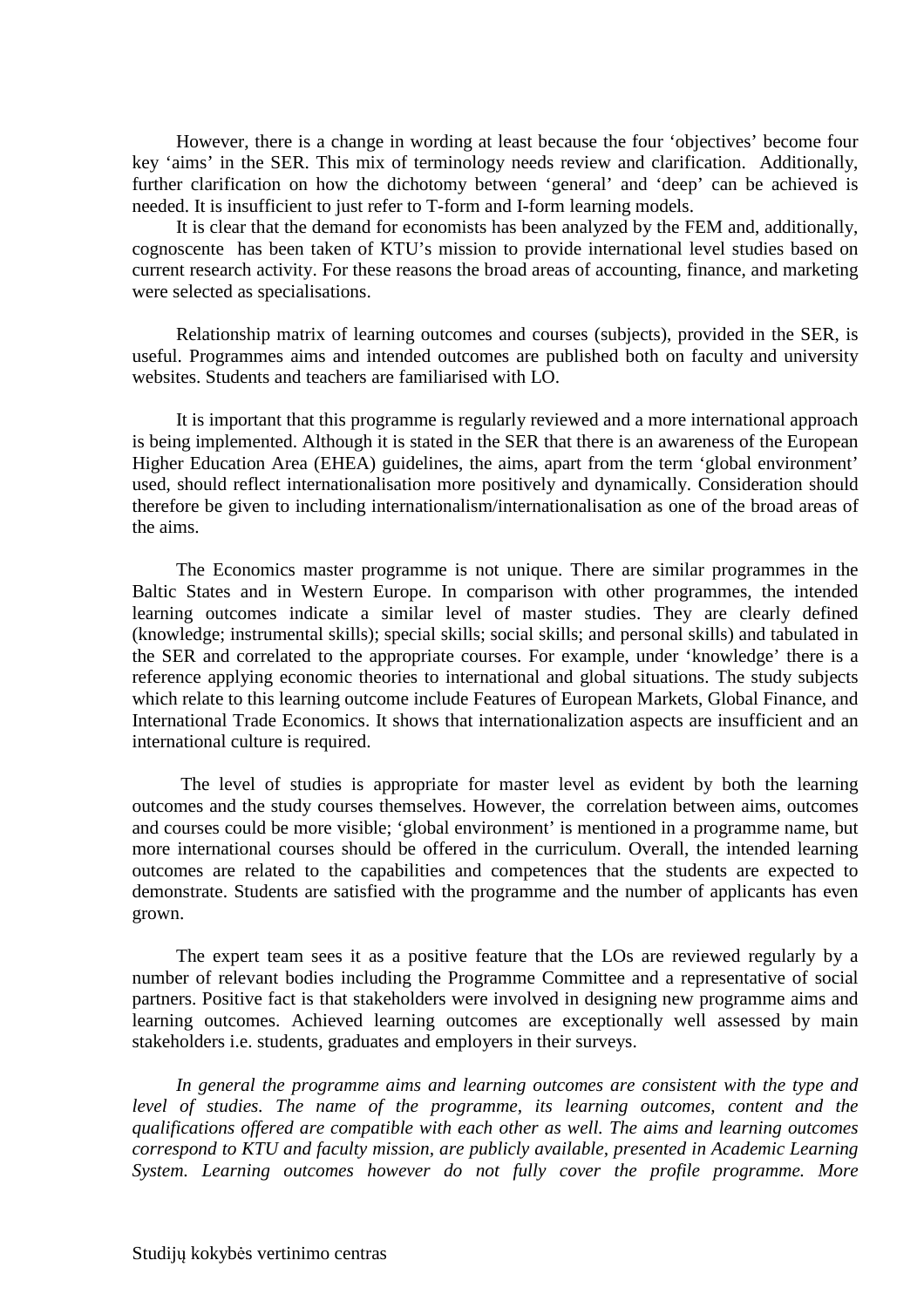However, there is a change in wording at least because the four 'objectives' become four key 'aims' in the SER. This mix of terminology needs review and clarification. Additionally, further clarification on how the dichotomy between 'general' and 'deep' can be achieved is needed. It is insufficient to just refer to T-form and I-form learning models.

It is clear that the demand for economists has been analyzed by the FEM and, additionally, cognoscente has been taken of KTU's mission to provide international level studies based on current research activity. For these reasons the broad areas of accounting, finance, and marketing were selected as specialisations.

Relationship matrix of learning outcomes and courses (subjects), provided in the SER, is useful. Programmes aims and intended outcomes are published both on faculty and university websites. Students and teachers are familiarised with LO.

It is important that this programme is regularly reviewed and a more international approach is being implemented. Although it is stated in the SER that there is an awareness of the European Higher Education Area (EHEA) guidelines, the aims, apart from the term 'global environment' used, should reflect internationalisation more positively and dynamically. Consideration should therefore be given to including internationalism/internationalisation as one of the broad areas of the aims.

The Economics master programme is not unique. There are similar programmes in the Baltic States and in Western Europe. In comparison with other programmes, the intended learning outcomes indicate a similar level of master studies. They are clearly defined (knowledge; instrumental skills); special skills; social skills; and personal skills) and tabulated in the SER and correlated to the appropriate courses. For example, under 'knowledge' there is a reference applying economic theories to international and global situations. The study subjects which relate to this learning outcome include Features of European Markets, Global Finance, and International Trade Economics. It shows that internationalization aspects are insufficient and an international culture is required.

The level of studies is appropriate for master level as evident by both the learning outcomes and the study courses themselves. However, the correlation between aims, outcomes and courses could be more visible; 'global environment' is mentioned in a programme name, but more international courses should be offered in the curriculum. Overall, the intended learning outcomes are related to the capabilities and competences that the students are expected to demonstrate. Students are satisfied with the programme and the number of applicants has even grown.

The expert team sees it as a positive feature that the LOs are reviewed regularly by a number of relevant bodies including the Programme Committee and a representative of social partners. Positive fact is that stakeholders were involved in designing new programme aims and learning outcomes. Achieved learning outcomes are exceptionally well assessed by main stakeholders i.e. students, graduates and employers in their surveys.

*In general the programme aims and learning outcomes are consistent with the type and level of studies. The name of the programme, its learning outcomes, content and the qualifications offered are compatible with each other as well. The aims and learning outcomes correspond to KTU and faculty mission, are publicly available, presented in Academic Learning System. Learning outcomes however do not fully cover the profile programme. More*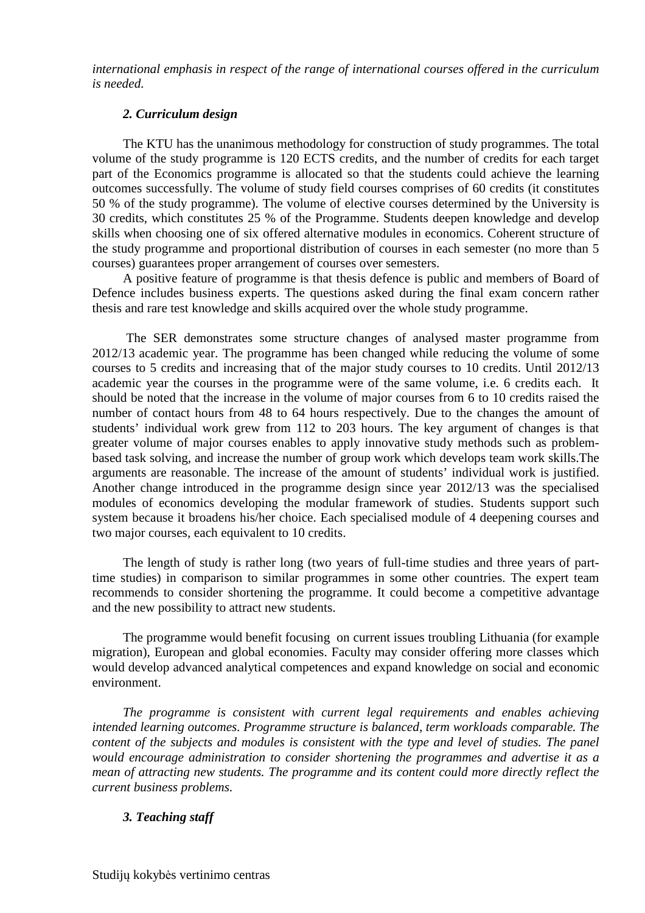*international emphasis in respect of the range of international courses offered in the curriculum is needed.*

### *2. Curriculum design*

The KTU has the unanimous methodology for construction of study programmes. The total volume of the study programme is 120 ECTS credits, and the number of credits for each target part of the Economics programme is allocated so that the students could achieve the learning outcomes successfully. The volume of study field courses comprises of 60 credits (it constitutes 50 % of the study programme). The volume of elective courses determined by the University is 30 credits, which constitutes 25 % of the Programme. Students deepen knowledge and develop skills when choosing one of six offered alternative modules in economics. Coherent structure of the study programme and proportional distribution of courses in each semester (no more than 5 courses) guarantees proper arrangement of courses over semesters.

A positive feature of programme is that thesis defence is public and members of Board of Defence includes business experts. The questions asked during the final exam concern rather thesis and rare test knowledge and skills acquired over the whole study programme.

The SER demonstrates some structure changes of analysed master programme from 2012/13 academic year. The programme has been changed while reducing the volume of some courses to 5 credits and increasing that of the major study courses to 10 credits. Until 2012/13 academic year the courses in the programme were of the same volume, i.e. 6 credits each. It should be noted that the increase in the volume of major courses from 6 to 10 credits raised the number of contact hours from 48 to 64 hours respectively. Due to the changes the amount of students' individual work grew from 112 to 203 hours. The key argument of changes is that greater volume of major courses enables to apply innovative study methods such as problem-based task solving, and increase the number of group work which develops team work skills.The arguments are reasonable. The increase of the amount of students' individual work is justified. Another change introduced in the programme design since year 2012/13 was the specialised modules of economics developing the modular framework of studies. Students support such system because it broadens his/her choice. Each specialised module of 4 deepening courses and two major courses, each equivalent to 10 credits.

The length of study is rather long (two years of full-time studies and three years of part-time studies) in comparison to similar programmes in some other countries. The expert team recommends to consider shortening the programme. It could become a competitive advantage and the new possibility to attract new students.

The programme would benefit focusing on current issues troubling Lithuania (for example migration), European and global economies. Faculty may consider offering more classes which would develop advanced analytical competences and expand knowledge on social and economic environment.

*The programme is consistent with current legal requirements and enables achieving intended learning outcomes. Programme structure is balanced, term workloads comparable. The content of the subjects and modules is consistent with the type and level of studies. The panel would encourage administration to consider shortening the programmes and advertise it as a mean of attracting new students. The programme and its content could more directly reflect the current business problems.*

### *3. Teaching staff*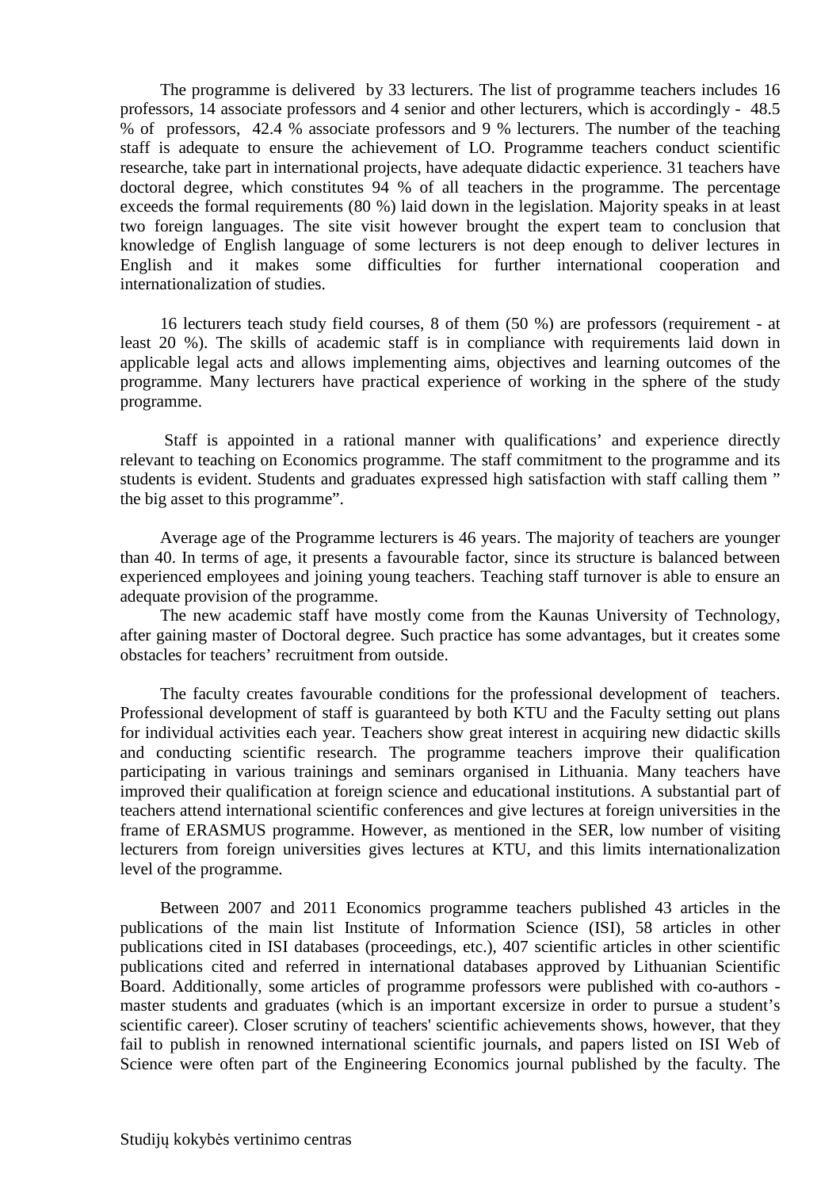The programme is delivered  by 33 lecturers. The list of programme teachers includes 16 professors, 14 associate professors and 4 senior and other lecturers, which is accordingly -  48.5 % of  professors,  42.4 % associate professors and 9 % lecturers. The number of the teaching staff is adequate to ensure the achievement of LO. Programme teachers conduct scientific researche, take part in international projects, have adequate didactic experience. 31 teachers have doctoral degree, which constitutes 94 % of all teachers in the programme. The percentage exceeds the formal requirements (80 %) laid down in the legislation. Majority speaks in at least two foreign languages. The site visit however brought the expert team to conclusion that knowledge of English language of some lecturers is not deep enough to deliver lectures in English and it makes some difficulties for further international cooperation and internationalization of studies.

16 lecturers teach study field courses, 8 of them (50 %) are professors (requirement - at least 20 %). The skills of academic staff is in compliance with requirements laid down in applicable legal acts and allows implementing aims, objectives and learning outcomes of the programme. Many lecturers have practical experience of working in the sphere of the study programme.

Staff is appointed in a rational manner with qualifications' and experience directly relevant to teaching on Economics programme. The staff commitment to the programme and its students is evident. Students and graduates expressed high satisfaction with staff calling them " the big asset to this programme".

Average age of the Programme lecturers is 46 years. The majority of teachers are younger than 40. In terms of age, it presents a favourable factor, since its structure is balanced between experienced employees and joining young teachers. Teaching staff turnover is able to ensure an adequate provision of the programme.

The new academic staff have mostly come from the Kaunas University of Technology, after gaining master of Doctoral degree. Such practice has some advantages, but it creates some obstacles for teachers' recruitment from outside.

The faculty creates favourable conditions for the professional development of  teachers. Professional development of staff is guaranteed by both KTU and the Faculty setting out plans for individual activities each year. Teachers show great interest in acquiring new didactic skills and conducting scientific research. The programme teachers improve their qualification participating in various trainings and seminars organised in Lithuania. Many teachers have improved their qualification at foreign science and educational institutions. A substantial part of teachers attend international scientific conferences and give lectures at foreign universities in the frame of ERASMUS programme. However, as mentioned in the SER, low number of visiting lecturers from foreign universities gives lectures at KTU, and this limits internationalization level of the programme.

Between 2007 and 2011 Economics programme teachers published 43 articles in the publications of the main list Institute of Information Science (ISI), 58 articles in other publications cited in ISI databases (proceedings, etc.), 407 scientific articles in other scientific publications cited and referred in international databases approved by Lithuanian Scientific Board. Additionally, some articles of programme professors were published with co-authors - master students and graduates (which is an important excersize in order to pursue a student's scientific career). Closer scrutiny of teachers' scientific achievements shows, however, that they fail to publish in renowned international scientific journals, and papers listed on ISI Web of Science were often part of the Engineering Economics journal published by the faculty. The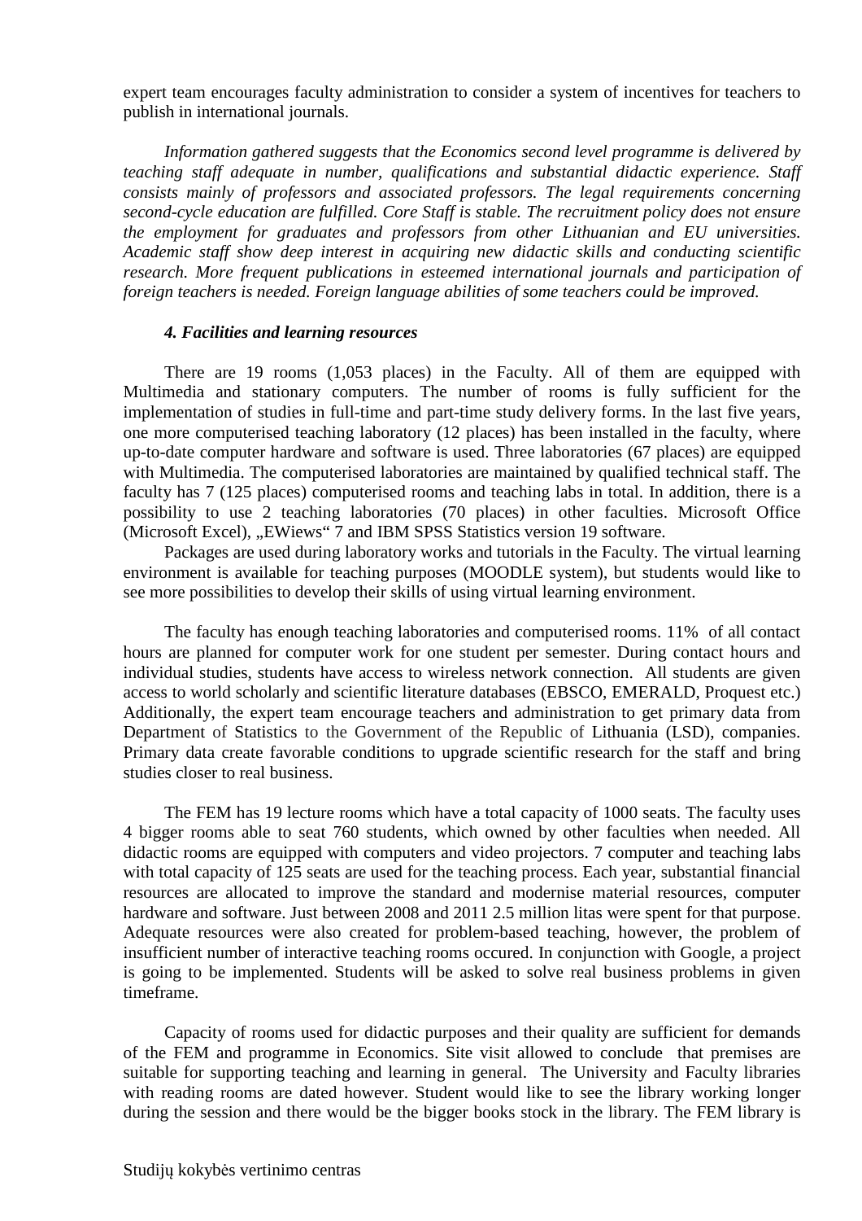expert team encourages faculty administration to consider a system of incentives for teachers to publish in international journals.

*Information gathered suggests that the Economics second level programme is delivered by teaching staff adequate in number, qualifications and substantial didactic experience. Staff consists mainly of professors and associated professors. The legal requirements concerning second-cycle education are fulfilled. Core Staff is stable. The recruitment policy does not ensure the employment for graduates and professors from other Lithuanian and EU universities. Academic staff show deep interest in acquiring new didactic skills and conducting scientific research. More frequent publications in esteemed international journals and participation of foreign teachers is needed. Foreign language abilities of some teachers could be improved.*

### *4. Facilities and learning resources*

There are 19 rooms (1,053 places) in the Faculty. All of them are equipped with Multimedia and stationary computers. The number of rooms is fully sufficient for the implementation of studies in full-time and part-time study delivery forms. In the last five years, one more computerised teaching laboratory (12 places) has been installed in the faculty, where up-to-date computer hardware and software is used. Three laboratories (67 places) are equipped with Multimedia. The computerised laboratories are maintained by qualified technical staff. The faculty has 7 (125 places) computerised rooms and teaching labs in total. In addition, there is a possibility to use 2 teaching laboratories (70 places) in other faculties. Microsoft Office (Microsoft Excel), „EWiews“ 7 and IBM SPSS Statistics version 19 software.

Packages are used during laboratory works and tutorials in the Faculty. The virtual learning environment is available for teaching purposes (MOODLE system), but students would like to see more possibilities to develop their skills of using virtual learning environment.

The faculty has enough teaching laboratories and computerised rooms. 11% of all contact hours are planned for computer work for one student per semester. During contact hours and individual studies, students have access to wireless network connection. All students are given access to world scholarly and scientific literature databases (EBSCO, EMERALD, Proquest etc.) Additionally, the expert team encourage teachers and administration to get primary data from Department of Statistics to the Government of the Republic of Lithuania (LSD), companies. Primary data create favorable conditions to upgrade scientific research for the staff and bring studies closer to real business.

The FEM has 19 lecture rooms which have a total capacity of 1000 seats. The faculty uses 4 bigger rooms able to seat 760 students, which owned by other faculties when needed. All didactic rooms are equipped with computers and video projectors. 7 computer and teaching labs with total capacity of 125 seats are used for the teaching process. Each year, substantial financial resources are allocated to improve the standard and modernise material resources, computer hardware and software. Just between 2008 and 2011 2.5 million litas were spent for that purpose. Adequate resources were also created for problem-based teaching, however, the problem of insufficient number of interactive teaching rooms occured. In conjunction with Google, a project is going to be implemented. Students will be asked to solve real business problems in given timeframe.

Capacity of rooms used for didactic purposes and their quality are sufficient for demands of the FEM and programme in Economics. Site visit allowed to conclude that premises are suitable for supporting teaching and learning in general. The University and Faculty libraries with reading rooms are dated however. Student would like to see the library working longer during the session and there would be the bigger books stock in the library. The FEM library is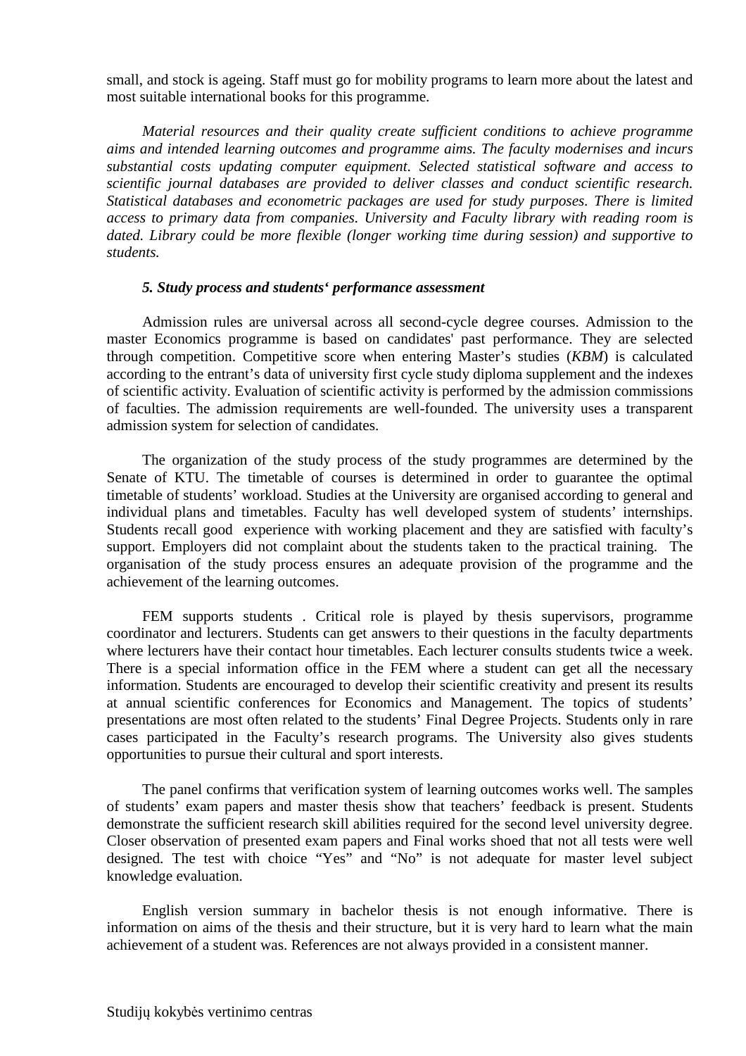small, and stock is ageing. Staff must go for mobility programs to learn more about the latest and most suitable international books for this programme.

*Material resources and their quality create sufficient conditions to achieve programme aims and intended learning outcomes and programme aims. The faculty modernises and incurs substantial costs updating computer equipment. Selected statistical software and access to scientific journal databases are provided to deliver classes and conduct scientific research. Statistical databases and econometric packages are used for study purposes. There is limited access to primary data from companies. University and Faculty library with reading room is dated. Library could be more flexible (longer working time during session) and supportive to students.*

### *5. Study process and students‘ performance assessment*

Admission rules are universal across all second-cycle degree courses. Admission to the master Economics programme is based on candidates' past performance. They are selected through competition. Competitive score when entering Master's studies (*KBM*) is calculated according to the entrant's data of university first cycle study diploma supplement and the indexes of scientific activity. Evaluation of scientific activity is performed by the admission commissions of faculties. The admission requirements are well-founded. The university uses a transparent admission system for selection of candidates.

The organization of the study process of the study programmes are determined by the Senate of KTU. The timetable of courses is determined in order to guarantee the optimal timetable of students' workload. Studies at the University are organised according to general and individual plans and timetables. Faculty has well developed system of students' internships. Students recall good experience with working placement and they are satisfied with faculty's support. Employers did not complaint about the students taken to the practical training. The organisation of the study process ensures an adequate provision of the programme and the achievement of the learning outcomes.

FEM supports students . Critical role is played by thesis supervisors, programme coordinator and lecturers. Students can get answers to their questions in the faculty departments where lecturers have their contact hour timetables. Each lecturer consults students twice a week. There is a special information office in the FEM where a student can get all the necessary information. Students are encouraged to develop their scientific creativity and present its results at annual scientific conferences for Economics and Management. The topics of students' presentations are most often related to the students' Final Degree Projects. Students only in rare cases participated in the Faculty's research programs. The University also gives students opportunities to pursue their cultural and sport interests.

The panel confirms that verification system of learning outcomes works well. The samples of students' exam papers and master thesis show that teachers' feedback is present. Students demonstrate the sufficient research skill abilities required for the second level university degree. Closer observation of presented exam papers and Final works shoed that not all tests were well designed. The test with choice "Yes" and "No" is not adequate for master level subject knowledge evaluation.

English version summary in bachelor thesis is not enough informative. There is information on aims of the thesis and their structure, but it is very hard to learn what the main achievement of a student was. References are not always provided in a consistent manner.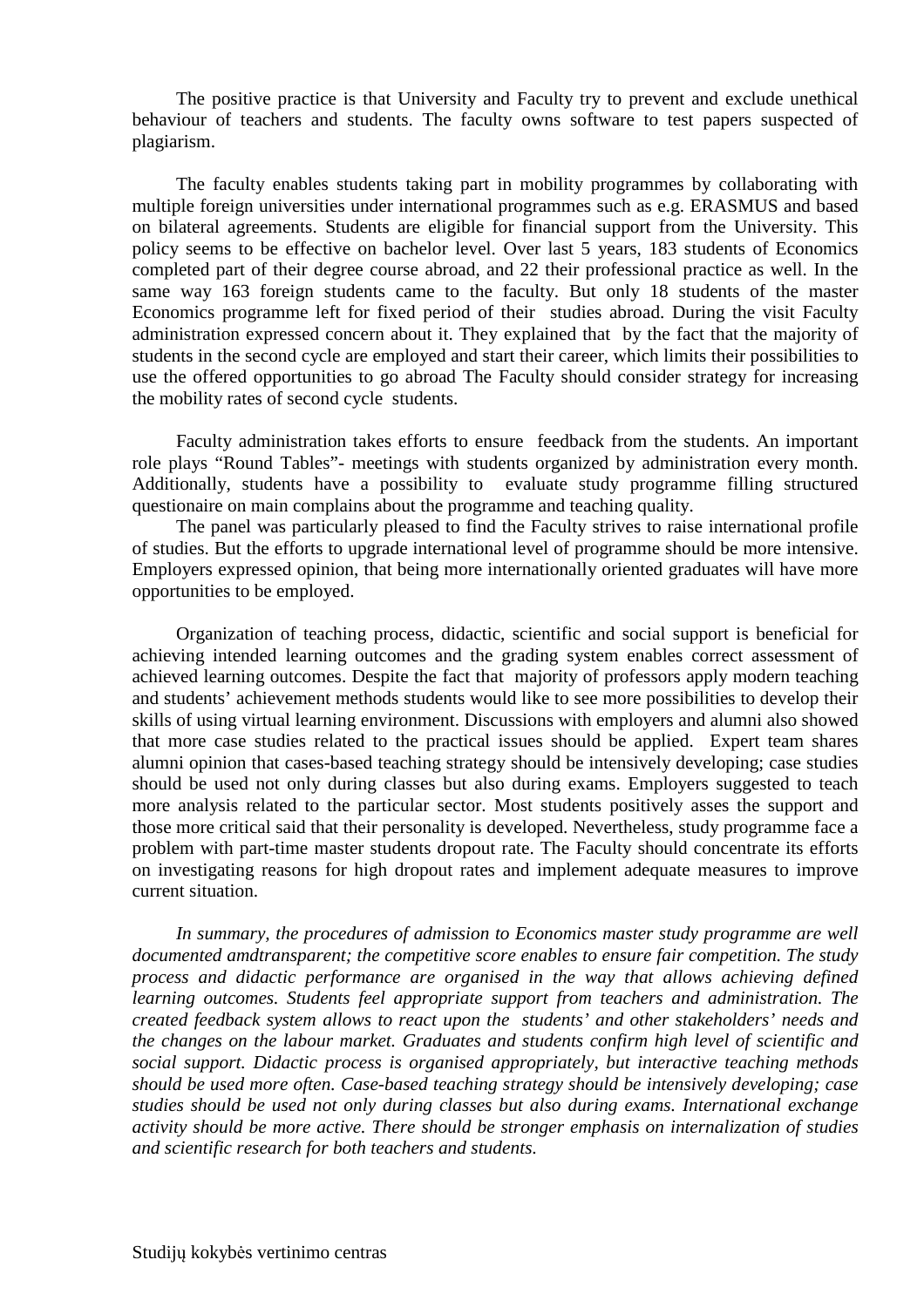The positive practice is that University and Faculty try to prevent and exclude unethical behaviour of teachers and students. The faculty owns software to test papers suspected of plagiarism.

The faculty enables students taking part in mobility programmes by collaborating with multiple foreign universities under international programmes such as e.g. ERASMUS and based on bilateral agreements. Students are eligible for financial support from the University. This policy seems to be effective on bachelor level. Over last 5 years, 183 students of Economics completed part of their degree course abroad, and 22 their professional practice as well. In the same way 163 foreign students came to the faculty. But only 18 students of the master Economics programme left for fixed period of their studies abroad. During the visit Faculty administration expressed concern about it. They explained that by the fact that the majority of students in the second cycle are employed and start their career, which limits their possibilities to use the offered opportunities to go abroad The Faculty should consider strategy for increasing the mobility rates of second cycle students.

Faculty administration takes efforts to ensure feedback from the students. An important role plays "Round Tables"- meetings with students organized by administration every month. Additionally, students have a possibility to evaluate study programme filling structured questionaire on main complains about the programme and teaching quality.

The panel was particularly pleased to find the Faculty strives to raise international profile of studies. But the efforts to upgrade international level of programme should be more intensive. Employers expressed opinion, that being more internationally oriented graduates will have more opportunities to be employed.

Organization of teaching process, didactic, scientific and social support is beneficial for achieving intended learning outcomes and the grading system enables correct assessment of achieved learning outcomes. Despite the fact that majority of professors apply modern teaching and students' achievement methods students would like to see more possibilities to develop their skills of using virtual learning environment. Discussions with employers and alumni also showed that more case studies related to the practical issues should be applied. Expert team shares alumni opinion that cases-based teaching strategy should be intensively developing; case studies should be used not only during classes but also during exams. Employers suggested to teach more analysis related to the particular sector. Most students positively asses the support and those more critical said that their personality is developed. Nevertheless, study programme face a problem with part-time master students dropout rate. The Faculty should concentrate its efforts on investigating reasons for high dropout rates and implement adequate measures to improve current situation.

*In summary, the procedures of admission to Economics master study programme are well documented amdtransparent; the competitive score enables to ensure fair competition. The study process and didactic performance are organised in the way that allows achieving defined learning outcomes. Students feel appropriate support from teachers and administration. The created feedback system allows to react upon the students' and other stakeholders' needs and the changes on the labour market. Graduates and students confirm high level of scientific and social support. Didactic process is organised appropriately, but interactive teaching methods should be used more often. Case-based teaching strategy should be intensively developing; case studies should be used not only during classes but also during exams. International exchange activity should be more active. There should be stronger emphasis on internalization of studies and scientific research for both teachers and students.*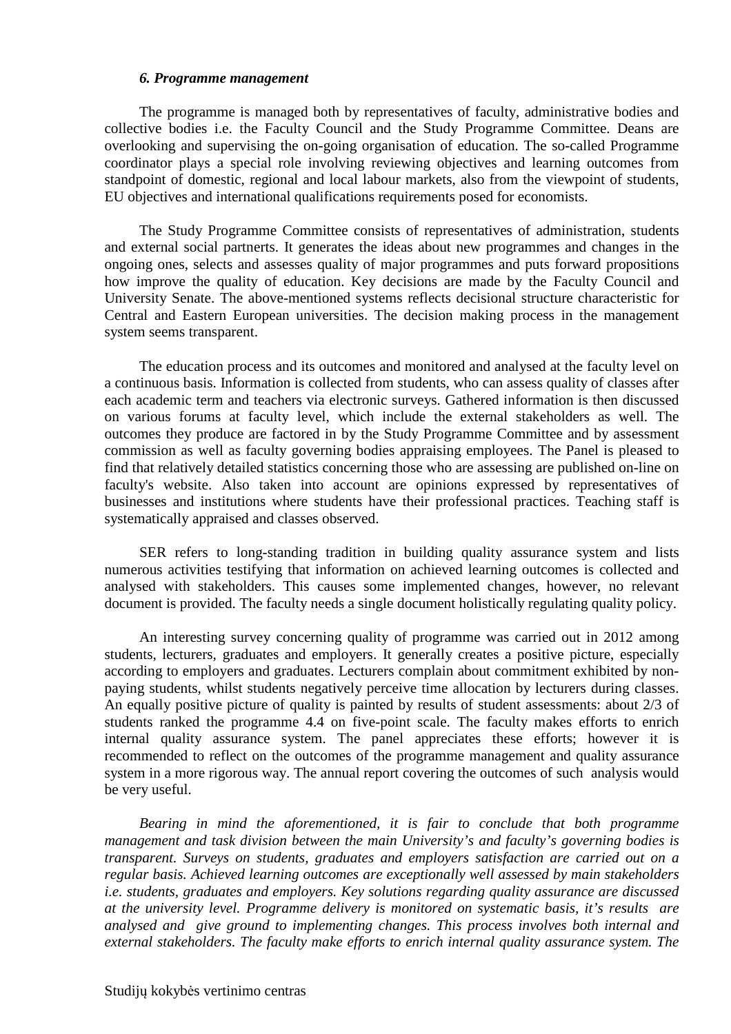*6. Programme management*

The programme is managed both by representatives of faculty, administrative bodies and collective bodies i.e. the Faculty Council and the Study Programme Committee. Deans are overlooking and supervising the on-going organisation of education. The so-called Programme coordinator plays a special role involving reviewing objectives and learning outcomes from standpoint of domestic, regional and local labour markets, also from the viewpoint of students, EU objectives and international qualifications requirements posed for economists.

The Study Programme Committee consists of representatives of administration, students and external social partnerts. It generates the ideas about new programmes and changes in the ongoing ones, selects and assesses quality of major programmes and puts forward propositions how improve the quality of education. Key decisions are made by the Faculty Council and University Senate. The above-mentioned systems reflects decisional structure characteristic for Central and Eastern European universities. The decision making process in the management system seems transparent.

The education process and its outcomes and monitored and analysed at the faculty level on a continuous basis. Information is collected from students, who can assess quality of classes after each academic term and teachers via electronic surveys. Gathered information is then discussed on various forums at faculty level, which include the external stakeholders as well. The outcomes they produce are factored in by the Study Programme Committee and by assessment commission as well as faculty governing bodies appraising employees. The Panel is pleased to find that relatively detailed statistics concerning those who are assessing are published on-line on faculty's website. Also taken into account are opinions expressed by representatives of businesses and institutions where students have their professional practices. Teaching staff is systematically appraised and classes observed.

SER refers to long-standing tradition in building quality assurance system and lists numerous activities testifying that information on achieved learning outcomes is collected and analysed with stakeholders. This causes some implemented changes, however, no relevant document is provided. The faculty needs a single document holistically regulating quality policy.

An interesting survey concerning quality of programme was carried out in 2012 among students, lecturers, graduates and employers. It generally creates a positive picture, especially according to employers and graduates. Lecturers complain about commitment exhibited by non-paying students, whilst students negatively perceive time allocation by lecturers during classes. An equally positive picture of quality is painted by results of student assessments: about 2/3 of students ranked the programme 4.4 on five-point scale. The faculty makes efforts to enrich internal quality assurance system. The panel appreciates these efforts; however it is recommended to reflect on the outcomes of the programme management and quality assurance system in a more rigorous way. The annual report covering the outcomes of such analysis would be very useful.

*Bearing in mind the aforementioned, it is fair to conclude that both programme management and task division between the main University's and faculty's governing bodies is transparent. Surveys on students, graduates and employers satisfaction are carried out on a regular basis. Achieved learning outcomes are exceptionally well assessed by main stakeholders i.e. students, graduates and employers. Key solutions regarding quality assurance are discussed at the university level. Programme delivery is monitored on systematic basis, it's results are analysed and give ground to implementing changes. This process involves both internal and external stakeholders. The faculty make efforts to enrich internal quality assurance system. The*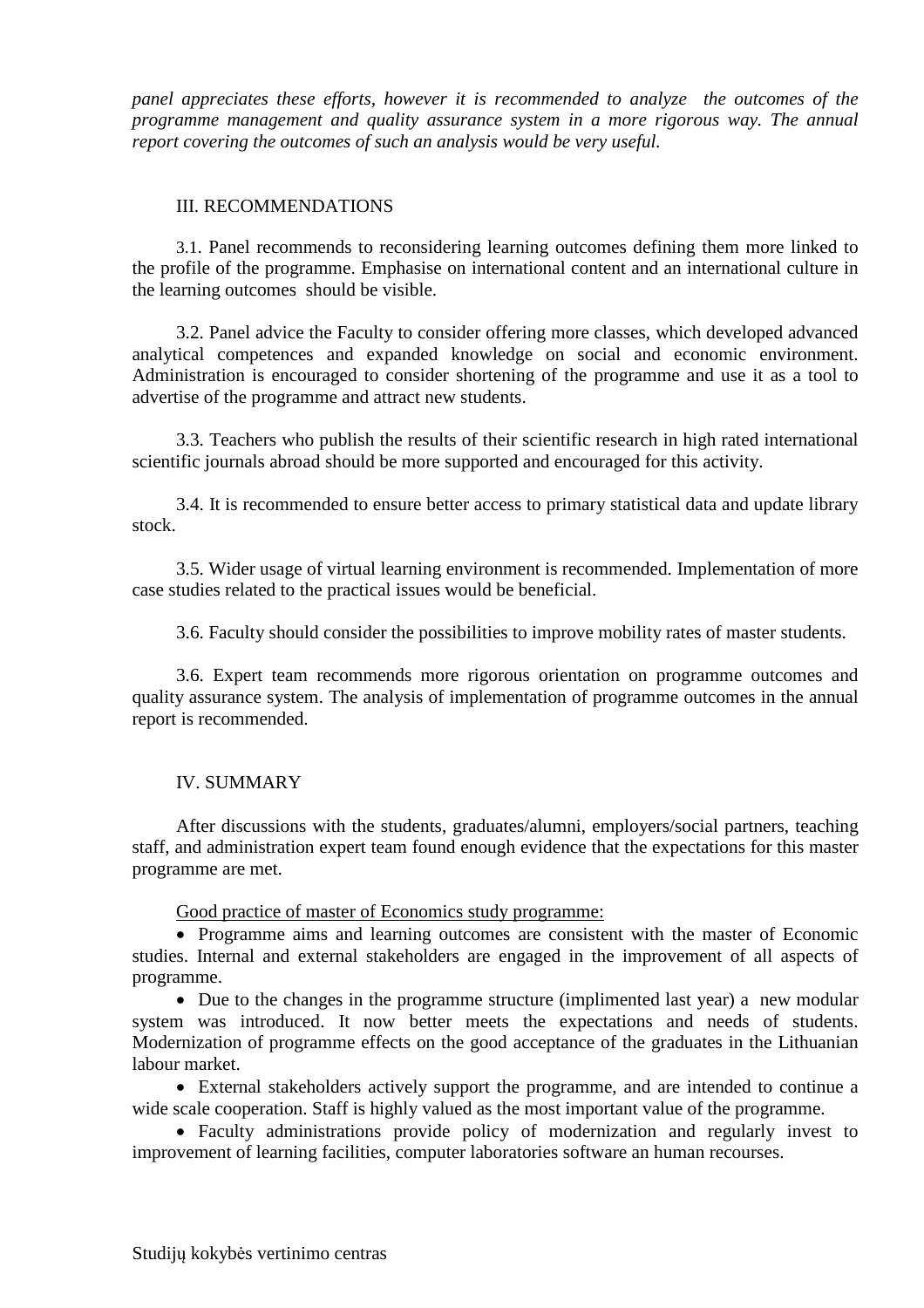*panel appreciates these efforts, however it is recommended to analyze the outcomes of the programme management and quality assurance system in a more rigorous way. The annual report covering the outcomes of such an analysis would be very useful.*

## III. RECOMMENDATIONS

3.1. Panel recommends to reconsidering learning outcomes defining them more linked to the profile of the programme. Emphasise on international content and an international culture in the learning outcomes should be visible.

3.2. Panel advice the Faculty to consider offering more classes, which developed advanced analytical competences and expanded knowledge on social and economic environment. Administration is encouraged to consider shortening of the programme and use it as a tool to advertise of the programme and attract new students.

3.3. Teachers who publish the results of their scientific research in high rated international scientific journals abroad should be more supported and encouraged for this activity.

3.4. It is recommended to ensure better access to primary statistical data and update library stock.

3.5. Wider usage of virtual learning environment is recommended. Implementation of more case studies related to the practical issues would be beneficial.

3.6. Faculty should consider the possibilities to improve mobility rates of master students.

3.6. Expert team recommends more rigorous orientation on programme outcomes and quality assurance system. The analysis of implementation of programme outcomes in the annual report is recommended.

## IV. SUMMARY

After discussions with the students, graduates/alumni, employers/social partners, teaching staff, and administration expert team found enough evidence that the expectations for this master programme are met.

Good practice of master of Economics study programme:

- Programme aims and learning outcomes are consistent with the master of Economic studies. Internal and external stakeholders are engaged in the improvement of all aspects of programme.
- Due to the changes in the programme structure (implimented last year) a new modular system was introduced. It now better meets the expectations and needs of students. Modernization of programme effects on the good acceptance of the graduates in the Lithuanian labour market.
- External stakeholders actively support the programme, and are intended to continue a wide scale cooperation. Staff is highly valued as the most important value of the programme.
- Faculty administrations provide policy of modernization and regularly invest to improvement of learning facilities, computer laboratories software an human recourses.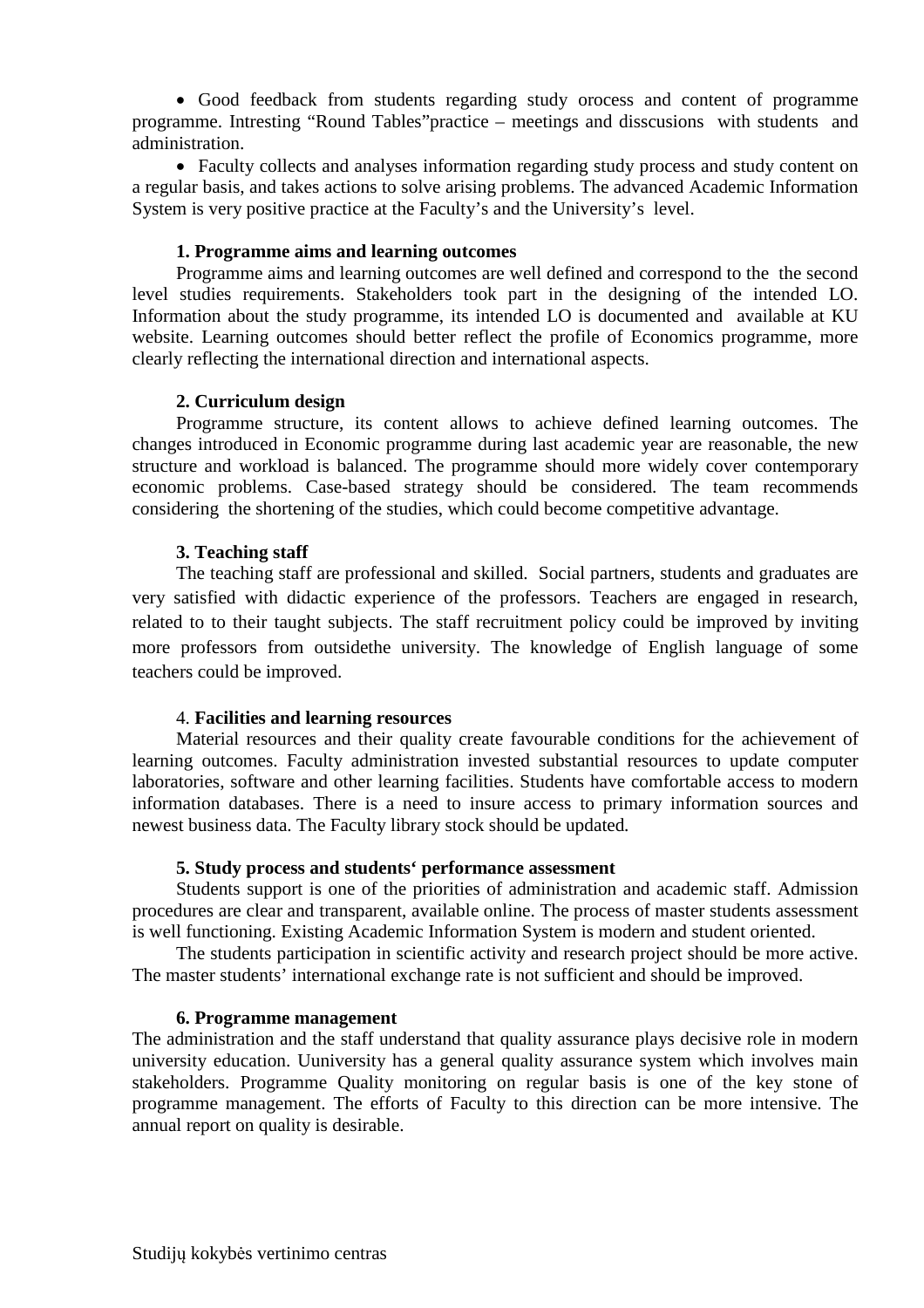- Good feedback from students regarding study orocess and content of programme programme. Intresting "Round Tables"practice – meetings and disscusions with students and administration.
- Faculty collects and analyses information regarding study process and study content on a regular basis, and takes actions to solve arising problems. The advanced Academic Information System is very positive practice at the Faculty's and the University's level.

**1. Programme aims and learning outcomes**

Programme aims and learning outcomes are well defined and correspond to the the second level studies requirements. Stakeholders took part in the designing of the intended LO. Information about the study programme, its intended LO is documented and available at KU website. Learning outcomes should better reflect the profile of Economics programme, more clearly reflecting the international direction and international aspects.

**2. Curriculum design**

Programme structure, its content allows to achieve defined learning outcomes. The changes introduced in Economic programme during last academic year are reasonable, the new structure and workload is balanced. The programme should more widely cover contemporary economic problems. Case-based strategy should be considered. The team recommends considering the shortening of the studies, which could become competitive advantage.

**3. Teaching staff**

The teaching staff are professional and skilled. Social partners, students and graduates are very satisfied with didactic experience of the professors. Teachers are engaged in research, related to to their taught subjects. The staff recruitment policy could be improved by inviting more professors from outsidethe university. The knowledge of English language of some teachers could be improved.

4. **Facilities and learning resources**

Material resources and their quality create favourable conditions for the achievement of learning outcomes. Faculty administration invested substantial resources to update computer laboratories, software and other learning facilities. Students have comfortable access to modern information databases. There is a need to insure access to primary information sources and newest business data. The Faculty library stock should be updated.

**5. Study process and students‘ performance assessment**

Students support is one of the priorities of administration and academic staff. Admission procedures are clear and transparent, available online. The process of master students assessment is well functioning. Existing Academic Information System is modern and student oriented.

The students participation in scientific activity and research project should be more active. The master students' international exchange rate is not sufficient and should be improved.

**6. Programme management**

The administration and the staff understand that quality assurance plays decisive role in modern university education. Uuniversity has a general quality assurance system which involves main stakeholders. Programme Quality monitoring on regular basis is one of the key stone of programme management. The efforts of Faculty to this direction can be more intensive. The annual report on quality is desirable.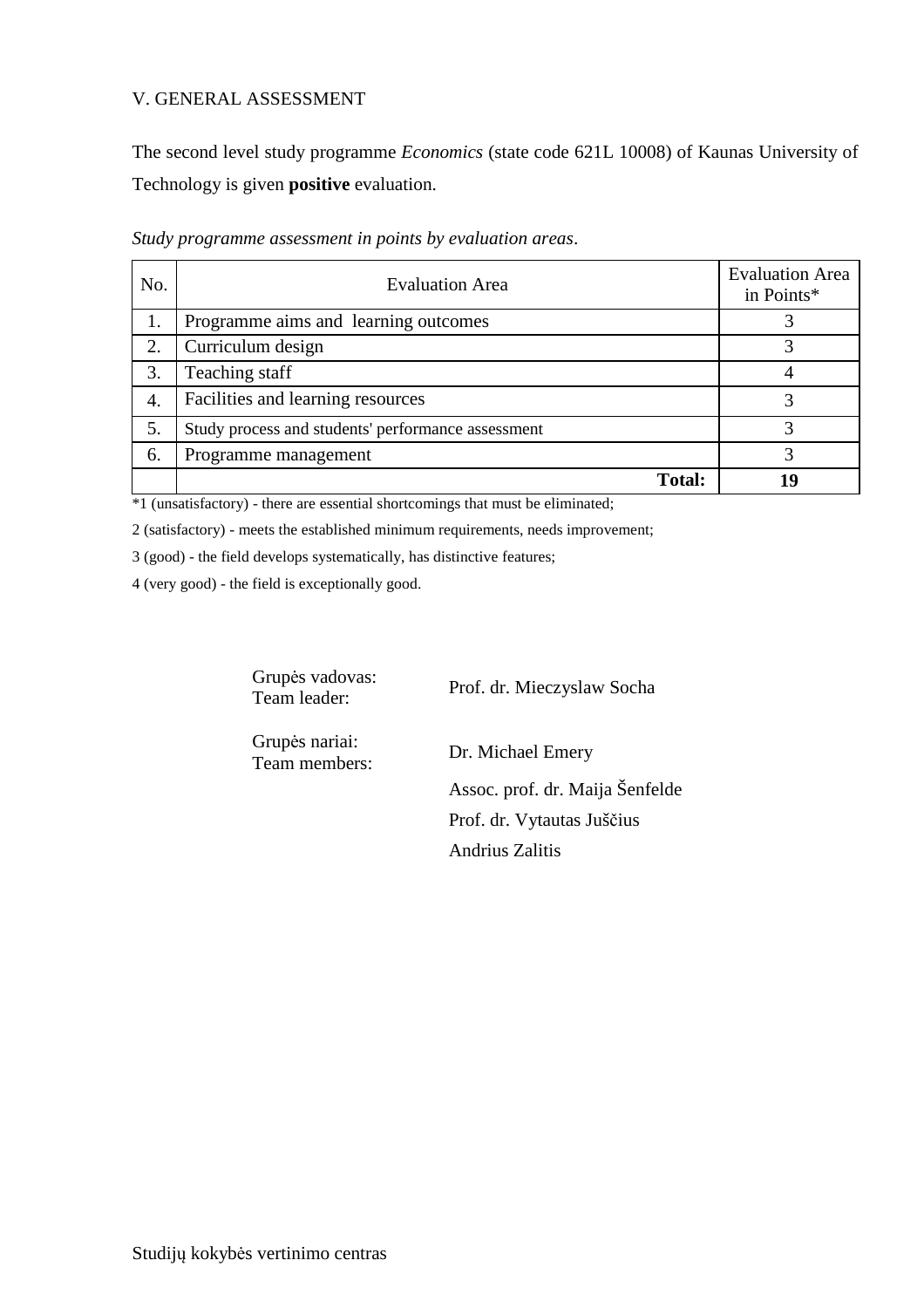## V. GENERAL ASSESSMENT

The second level study programme *Economics* (state code 621L 10008) of Kaunas University of Technology is given **positive** evaluation.

*Study programme assessment in points by evaluation areas*.

| No. | Evaluation Area | Evaluation Area in Points* |
|---|---|---|
| 1. | Programme aims and learning outcomes | 3 |
| 2. | Curriculum design | 3 |
| 3. | Teaching staff | 4 |
| 4. | Facilities and learning resources | 3 |
| 5. | Study process and students' performance assessment | 3 |
| 6. | Programme management | 3 |
| | **Total:** | **19** |

*1 (unsatisfactory) - there are essential shortcomings that must be eliminated;

2 (satisfactory) - meets the established minimum requirements, needs improvement;

3 (good) - the field develops systematically, has distinctive features;

4 (very good) - the field is exceptionally good.

Grupės vadovas:
Team leader: Prof. dr. Mieczyslaw Socha

Grupės nariai:
Team members: Dr. Michael Emery

Assoc. prof. dr. Maija Šenfelde

Prof. dr. Vytautas Juščius

Andrius Zalitis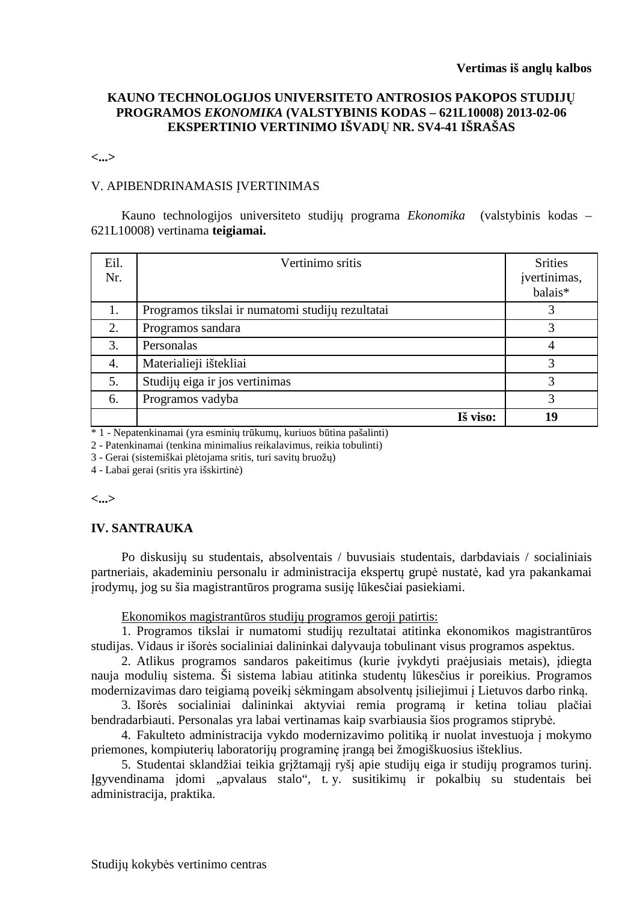**Vertimas iš anglų kalbos**

**KAUNO TECHNOLOGIJOS UNIVERSITETO ANTROSIOS PAKOPOS STUDIJŲ PROGRAMOS *EKONOMIKA* (VALSTYBINIS KODAS – 621L10008) 2013-02-06 EKSPERTINIO VERTINIMO IŠVADŲ NR. SV4-41 IŠRAŠAS**

**<...>**

V. APIBENDRINAMASIS ĮVERTINIMAS

Kauno technologijos universiteto studijų programa *Ekonomika* (valstybinis kodas – 621L10008) vertinama **teigiamai.**

| Eil. Nr. | Vertinimo sritis | Srities įvertinimas, balais* |
|---|---|---|
| 1. | Programos tikslai ir numatomi studijų rezultatai | 3 |
| 2. | Programos sandara | 3 |
| 3. | Personalas | 4 |
| 4. | Materialieji ištekliai | 3 |
| 5. | Studijų eiga ir jos vertinimas | 3 |
| 6. | Programos vadyba | 3 |
| | **Iš viso:** | **19** |

\* 1 - Nepatenkinamai (yra esminių trūkumų, kuriuos būtina pašalinti)
2 - Patenkinamai (tenkina minimalius reikalavimus, reikia tobulinti)
3 - Gerai (sistemiškai plėtojama sritis, turi savitų bruožų)
4 - Labai gerai (sritis yra išskirtinė)

**<...>**

**IV. SANTRAUKA**

Po diskusijų su studentais, absolventais / buvusiais studentais, darbdaviais / socialiniais partneriais, akademiniu personalu ir administracija ekspertų grupė nustatė, kad yra pakankamai įrodymų, jog su šia magistrantūros programa susiję lūkesčiai pasiekiami.

<u>Ekonomikos magistrantūros studijų programos geroji patirtis:</u>

1. Programos tikslai ir numatomi studijų rezultatai atitinka ekonomikos magistrantūros studijas. Vidaus ir išorės socialiniai dalininkai dalyvauja tobulinant visus programos aspektus.
2. Atlikus programos sandaros pakeitimus (kurie įvykdyti praėjusiais metais), įdiegta nauja modulių sistema. Ši sistema labiau atitinka studentų lūkesčius ir poreikius. Programos modernizavimas daro teigiamą poveikį sėkmingam absolventų įsiliejimui į Lietuvos darbo rinką.
3. Išorės socialiniai dalininkai aktyviai remia programą ir ketina toliau plačiai bendradarbiauti. Personalas yra labai vertinamas kaip svarbiausia šios programos stiprybė.
4. Fakulteto administracija vykdo modernizavimo politiką ir nuolat investuoja į mokymo priemones, kompiuterių laboratorijų programinę įrangą bei žmogiškuosius išteklius.
5. Studentai sklandžiai teikia grįžtamąjį ryšį apie studijų eiga ir studijų programos turinį. Įgyvendinama įdomi „apvalaus stalo“, t. y. susitikimų ir pokalbių su studentais bei administracija, praktika.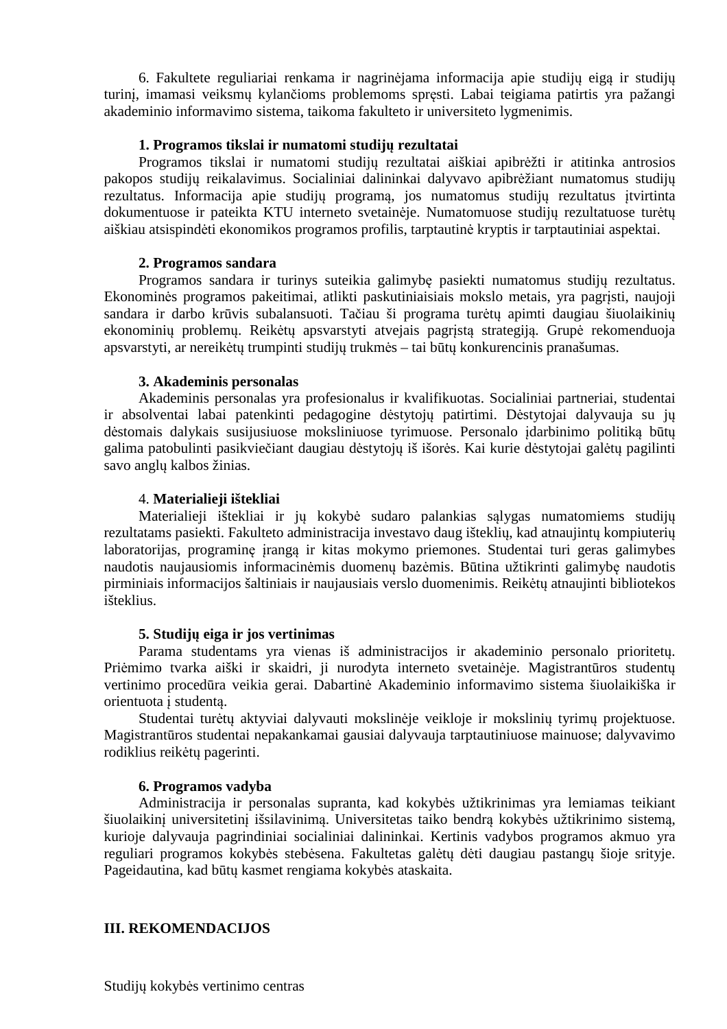6. Fakultete reguliariai renkama ir nagrinėjama informacija apie studijų eigą ir studijų turinį, imamasi veiksmų kylančioms problemoms spręsti. Labai teigiama patirtis yra pažangi akademinio informavimo sistema, taikoma fakulteto ir universiteto lygmenimis.

**1. Programos tikslai ir numatomi studijų rezultatai**

Programos tikslai ir numatomi studijų rezultatai aiškiai apibrėžti ir atitinka antrosios pakopos studijų reikalavimus. Socialiniai dalininkai dalyvavo apibrėžiant numatomus studijų rezultatus. Informacija apie studijų programą, jos numatomus studijų rezultatus įtvirtinta dokumentuose ir pateikta KTU interneto svetainėje. Numatomuose studijų rezultatuose turėtų aiškiau atsispindėti ekonomikos programos profilis, tarptautinė kryptis ir tarptautiniai aspektai.

**2. Programos sandara**

Programos sandara ir turinys suteikia galimybę pasiekti numatomus studijų rezultatus. Ekonominės programos pakeitimai, atlikti paskutiniaisiais mokslo metais, yra pagrįsti, naujoji sandara ir darbo krūvis subalansuoti. Tačiau ši programa turėtų apimti daugiau šiuolaikinių ekonominių problemų. Reikėtų apsvarstyti atvejais pagrįstą strategiją. Grupė rekomenduoja apsvarstyti, ar nereikėtų trumpinti studijų trukmės – tai būtų konkurencinis pranašumas.

**3. Akademinis personalas**

Akademinis personalas yra profesionalus ir kvalifikuotas. Socialiniai partneriai, studentai ir absolventai labai patenkinti pedagogine dėstytojų patirtimi. Dėstytojai dalyvauja su jų dėstomais dalykais susijusiuose moksliniuose tyrimuose. Personalo įdarbinimo politiką būtų galima patobulinti pasikviečiant daugiau dėstytojų iš išorės. Kai kurie dėstytojai galėtų pagilinti savo anglų kalbos žinias.

4. **Materialieji ištekliai**

Materialieji ištekliai ir jų kokybė sudaro palankias sąlygas numatomiems studijų rezultatams pasiekti. Fakulteto administracija investavo daug išteklių, kad atnaujintų kompiuterių laboratorijas, programinę įrangą ir kitas mokymo priemones. Studentai turi geras galimybes naudotis naujausiomis informacinėmis duomenų bazėmis. Būtina užtikrinti galimybę naudotis pirminiais informacijos šaltiniais ir naujausiais verslo duomenimis. Reikėtų atnaujinti bibliotekos išteklius.

**5. Studijų eiga ir jos vertinimas**

Parama studentams yra vienas iš administracijos ir akademinio personalo prioritetų. Priėmimo tvarka aiški ir skaidri, ji nurodyta interneto svetainėje. Magistrantūros studentų vertinimo procedūra veikia gerai. Dabartinė Akademinio informavimo sistema šiuolaikiška ir orientuota į studentą.

Studentai turėtų aktyviai dalyvauti mokslinėje veikloje ir mokslinių tyrimų projektuose. Magistrantūros studentai nepakankamai gausiai dalyvauja tarptautiniuose mainuose; dalyvavimo rodiklius reikėtų pagerinti.

**6. Programos vadyba**

Administracija ir personalas supranta, kad kokybės užtikrinimas yra lemiamas teikiant šiuolaikinį universitetinį išsilavinimą. Universitetas taiko bendrą kokybės užtikrinimo sistemą, kurioje dalyvauja pagrindiniai socialiniai dalininkai. Kertinis vadybos programos akmuo yra reguliari programos kokybės stebėsena. Fakultetas galėtų dėti daugiau pastangų šioje srityje. Pageidautina, kad būtų kasmet rengiama kokybės ataskaita.

**III. REKOMENDACIJOS**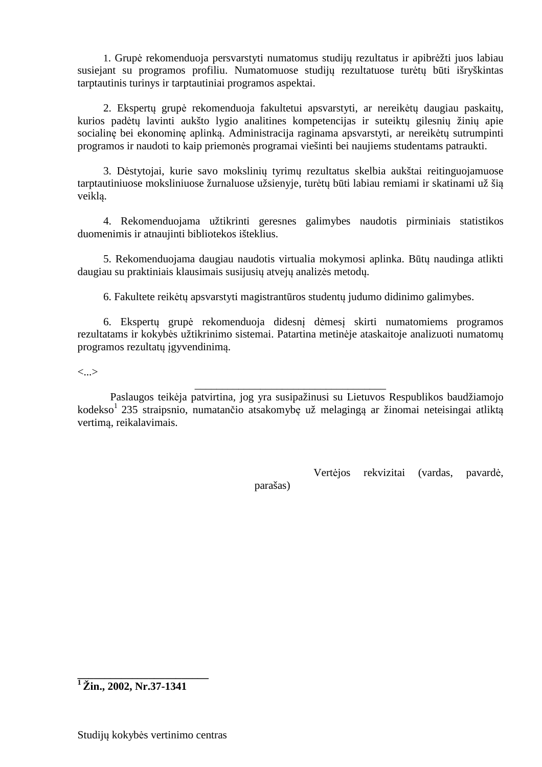1. Grupė rekomenduoja persvarstyti numatomus studijų rezultatus ir apibrėžti juos labiau susiejant su programos profiliu. Numatomuose studijų rezultatuose turėtų būti išryškintas tarptautinis turinys ir tarptautiniai programos aspektai.

2. Ekspertų grupė rekomenduoja fakultetui apsvarstyti, ar nereikėtų daugiau paskaitų, kurios padėtų lavinti aukšto lygio analitines kompetencijas ir suteiktų gilesnių žinių apie socialinę bei ekonominę aplinką. Administracija raginama apsvarstyti, ar nereikėtų sutrumpinti programos ir naudoti to kaip priemonės programai viešinti bei naujiems studentams patraukti.

3. Dėstytojai, kurie savo mokslinių tyrimų rezultatus skelbia aukštai reitinguojamuose tarptautiniuose moksliniuose žurnaluose užsienyje, turėtų būti labiau remiami ir skatinami už šią veiklą.

4. Rekomenduojama užtikrinti geresnes galimybes naudotis pirminiais statistikos duomenimis ir atnaujinti bibliotekos išteklius.

5. Rekomenduojama daugiau naudotis virtualia mokymosi aplinka. Būtų naudinga atlikti daugiau su praktiniais klausimais susijusių atvejų analizės metodų.

6. Fakultete reikėtų apsvarstyti magistrantūros studentų judumo didinimo galimybes.

6. Ekspertų grupė rekomenduoja didesnį dėmesį skirti numatomiems programos rezultatams ir kokybės užtikrinimo sistemai. Patartina metinėje ataskaitoje analizuoti numatomų programos rezultatų įgyvendinimą.

<...>

___________________________________

Paslaugos teikėja patvirtina, jog yra susipažinusi su Lietuvos Respublikos baudžiamojo kodekso[1] 235 straipsnio, numatančio atsakomybę už melagingą ar žinomai neteisingai atliktą vertimą, reikalavimais.

Vertėjos rekvizitai (vardas, pavardė, parašas)

___________________________

**[1] Žin., 2002, Nr.37-1341**